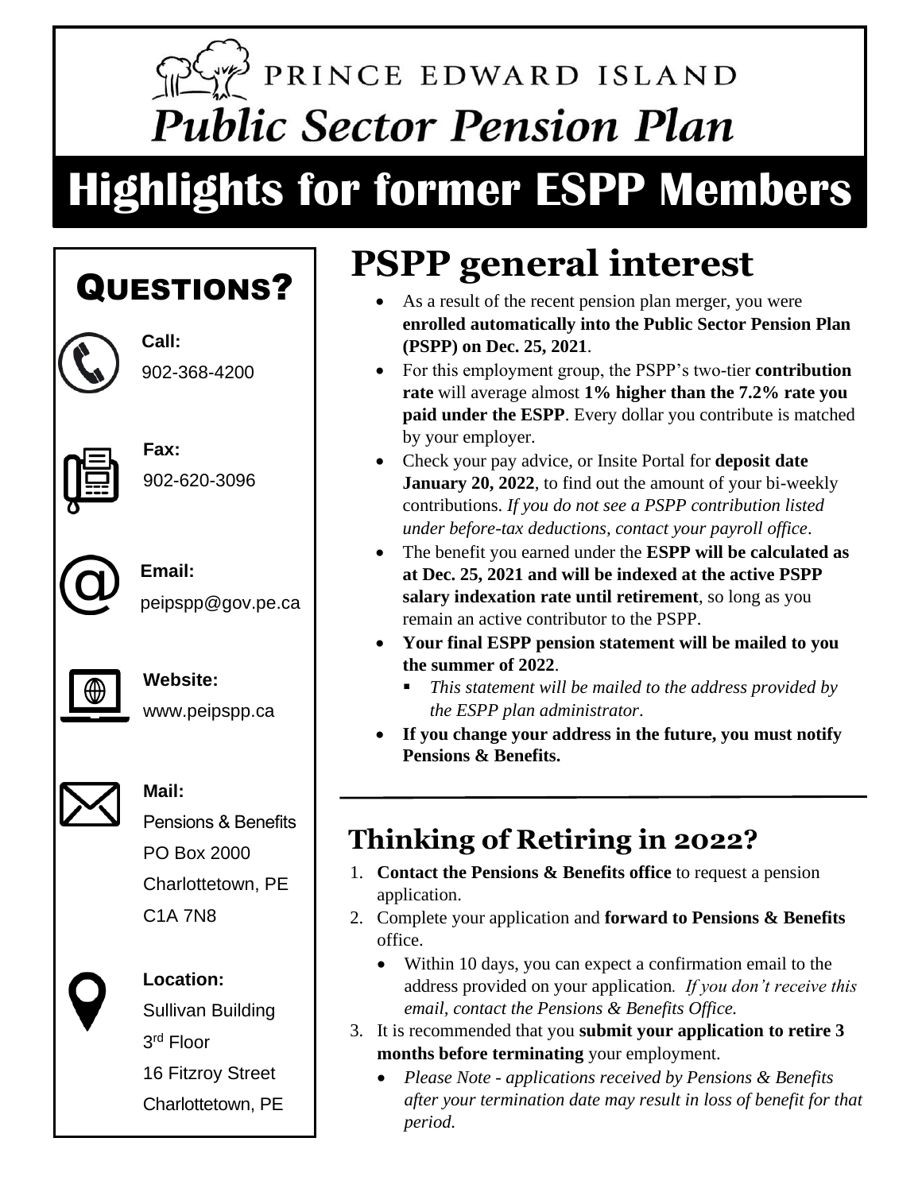# PRINCE EDWARD ISLAND
# Public Sector Pension Plan

# Highlights for former ESPP Members

## PSPP general interest

- As a result of the recent pension plan merger, you were **enrolled automatically into the Public Sector Pension Plan (PSPP) on Dec. 25, 2021**.
- For this employment group, the PSPP's two-tier **contribution rate** will average almost **1% higher than the 7.2% rate you paid under the ESPP**. Every dollar you contribute is matched by your employer.
- Check your pay advice, or Insite Portal for **deposit date January 20, 2022**, to find out the amount of your bi-weekly contributions. *If you do not see a PSPP contribution listed under before-tax deductions, contact your payroll office*.
- The benefit you earned under the **ESPP will be calculated as at Dec. 25, 2021 and will be indexed at the active PSPP salary indexation rate until retirement**, so long as you remain an active contributor to the PSPP.
- **Your final ESPP pension statement will be mailed to you the summer of 2022**.
  - *This statement will be mailed to the address provided by the ESPP plan administrator*.
- **If you change your address in the future, you must notify Pensions & Benefits.**

## Thinking of Retiring in 2022?

1. **Contact the Pensions & Benefits office** to request a pension application.
2. Complete your application and **forward to Pensions & Benefits** office.
   - Within 10 days, you can expect a confirmation email to the address provided on your application. *If you don't receive this email, contact the Pensions & Benefits Office.*
3. It is recommended that you **submit your application to retire 3 months before terminating** your employment.
   - *Please Note - applications received by Pensions & Benefits after your termination date may result in loss of benefit for that period.*

## QUESTIONS?

**Call:**
902-368-4200

**Fax:**
902-620-3096

**Email:**
peipspp@gov.pe.ca

**Website:**
www.peipspp.ca

**Mail:**
Pensions & Benefits
PO Box 2000
Charlottetown, PE
C1A 7N8

**Location:**
Sullivan Building
3rd Floor
16 Fitzroy Street
Charlottetown, PE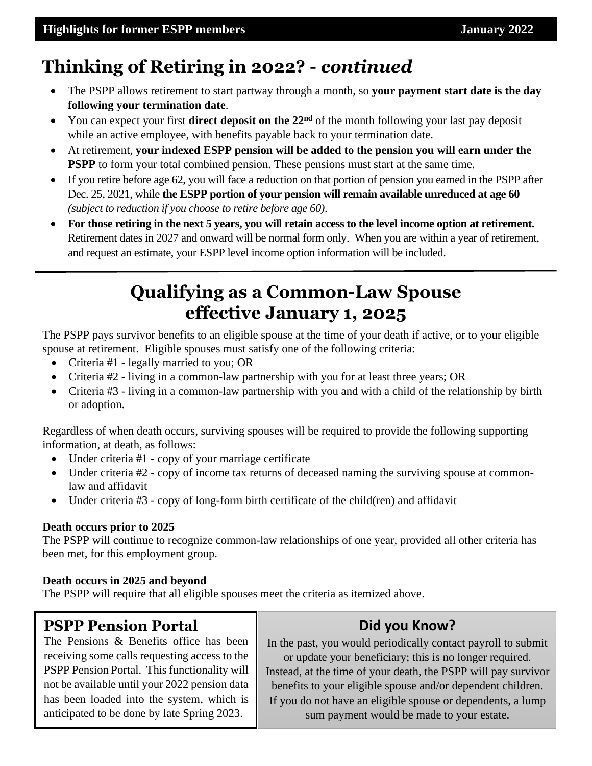# Thinking of Retiring in 2022? - *continued*

- The PSPP allows retirement to start partway through a month, so **your payment start date is the day following your termination date**.
- You can expect your first **direct deposit on the 22nd** of the month following your last pay deposit while an active employee, with benefits payable back to your termination date.
- At retirement, **your indexed ESPP pension will be added to the pension you will earn under the PSPP** to form your total combined pension. These pensions must start at the same time.
- If you retire before age 62, you will face a reduction on that portion of pension you earned in the PSPP after Dec. 25, 2021, while **the ESPP portion of your pension will remain available unreduced at age 60** *(subject to reduction if you choose to retire before age 60)*.
- **For those retiring in the next 5 years, you will retain access to the level income option at retirement.** Retirement dates in 2027 and onward will be normal form only. When you are within a year of retirement, and request an estimate, your ESPP level income option information will be included.

# Qualifying as a Common-Law Spouse effective January 1, 2025

The PSPP pays survivor benefits to an eligible spouse at the time of your death if active, or to your eligible spouse at retirement. Eligible spouses must satisfy one of the following criteria:

- Criteria #1 - legally married to you; OR
- Criteria #2 - living in a common-law partnership with you for at least three years; OR
- Criteria #3 - living in a common-law partnership with you and with a child of the relationship by birth or adoption.

Regardless of when death occurs, surviving spouses will be required to provide the following supporting information, at death, as follows:

- Under criteria #1 - copy of your marriage certificate
- Under criteria #2 - copy of income tax returns of deceased naming the surviving spouse at common-law and affidavit
- Under criteria #3 - copy of long-form birth certificate of the child(ren) and affidavit

**Death occurs prior to 2025**

The PSPP will continue to recognize common-law relationships of one year, provided all other criteria has been met, for this employment group.

**Death occurs in 2025 and beyond**

The PSPP will require that all eligible spouses meet the criteria as itemized above.

## PSPP Pension Portal

The Pensions & Benefits office has been receiving some calls requesting access to the PSPP Pension Portal. This functionality will not be available until your 2022 pension data has been loaded into the system, which is anticipated to be done by late Spring 2023.

## Did you Know?

In the past, you would periodically contact payroll to submit or update your beneficiary; this is no longer required. Instead, at the time of your death, the PSPP will pay survivor benefits to your eligible spouse and/or dependent children. If you do not have an eligible spouse or dependents, a lump sum payment would be made to your estate.